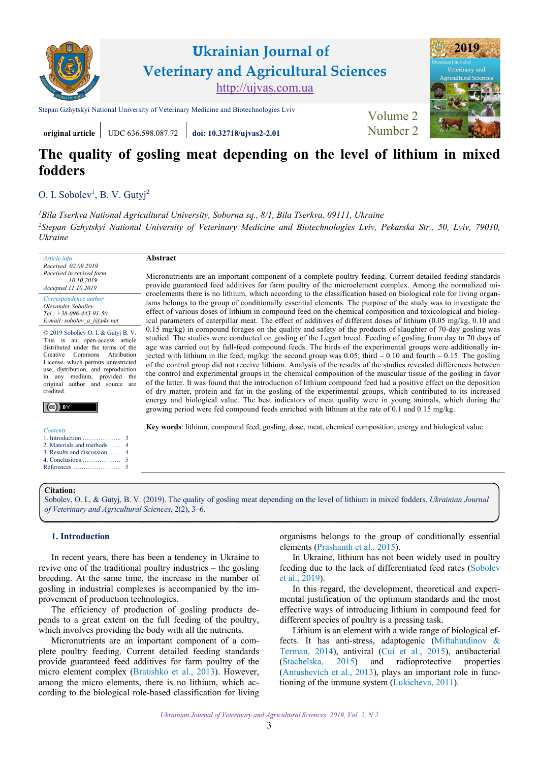Ukrainian Journal of Veterinary and Agricultural Sciences

http://ujvas.com.ua

Stepan Gzhytskyi National University of Veterinary Medicine and Biotechnologies Lviv

Volume 2 Number 2

**original article** | UDC 636.598.087.72 | **doi: 10.32718/ujvas2-2.01**

# The quality of gosling meat depending on the level of lithium in mixed fodders

O. I. Sobolev[1], B. V. Gutyj[2]

*[1]Bila Tserkva National Agricultural University, Soborna sq., 8/1, Bila Tserkva, 09111, Ukraine*

*[2]Stepan Gzhytskyi National University of Veterinary Medicine and Biotechnologies Lviv, Pekarska Str., 50, Lviv, 79010, Ukraine*

*Article info*
*Received 02.09.2019*
*Received in revised form 10.10.2019*
*Accepted 11.10.2019*

*Correspondence author*
*Olexander Soboliev*
*Tel.: +38-096-443-91-50*
*E-mail: sobolev_a_i@ukr.net*

© 2019 Soboliev O. I. & Gutyj B. V.
This is an open-access article distributed under the terms of the Creative Commons Attribution License, which permits unrestricted use, distribution, and reproduction in any medium, provided the original author and source are credited.

*Contents*
1. Introduction ........ 3
2. Materials and methods ...... 4
3. Results and discussion ...... 4
4. Conclusions ........ 5
References ........ 5

**Abstract**

Micronutrients are an important component of a complete poultry feeding. Current detailed feeding standards provide guaranteed feed additives for farm poultry of the microelement complex. Among the normalized microelements there is no lithium, which according to the classification based on biological role for living organisms belongs to the group of conditionally essential elements. The purpose of the study was to investigate the effect of various doses of lithium in compound feed on the chemical composition and toxicological and biological parameters of caterpillar meat. The effect of additives of different doses of lithium (0.05 mg/kg, 0.10 and 0.15 mg/kg) in compound forages on the quality and safety of the products of slaughter of 70-day gosling was studied. The studies were conducted on gosling of the Legart breed. Feeding of gosling from day to 70 days of age was carried out by full-feed compound feeds. The birds of the experimental groups were additionally injected with lithium in the feed, mg/kg: the second group was 0.05; third – 0.10 and fourth – 0.15. The gosling of the control group did not receive lithium. Analysis of the results of the studies revealed differences between the control and experimental groups in the chemical composition of the muscular tissue of the gosling in favor of the latter. It was found that the introduction of lithium compound feed had a positive effect on the deposition of dry matter, protein and fat in the gosling of the experimental groups, which contributed to its increased energy and biological value. The best indicators of meat quality were in young animals, which during the growing period were fed compound feeds enriched with lithium at the rate of 0.1 and 0.15 mg/kg.

**Key words**: lithium, compound feed, gosling, dose, meat, chemical composition, energy and biological value.

**Citation:**
Sobolev, O. I., & Gutyj, B. V. (2019). The quality of gosling meat depending on the level of lithium in mixed fodders. *Ukrainian Journal of Veterinary and Agricultural Sciences*, 2(2), 3–6.

## 1. Introduction

In recent years, there has been a tendency in Ukraine to revive one of the traditional poultry industries – the gosling breeding. At the same time, the increase in the number of gosling in industrial complexes is accompanied by the improvement of production technologies.

The efficiency of production of gosling products depends to a great extent on the full feeding of the poultry, which involves providing the body with all the nutrients.

Micronutrients are an important component of a complete poultry feeding. Current detailed feeding standards provide guaranteed feed additives for farm poultry of the micro element complex (Bratishko et al., 2013). However, among the micro elements, there is no lithium, which according to the biological role-based classification for living organisms belongs to the group of conditionally essential elements (Prashanth et al., 2015).

In Ukraine, lithium has not been widely used in poultry feeding due to the lack of differentiated feed rates (Sobolev et al., 2019).

In this regard, the development, theoretical and experimental justification of the optimum standards and the most effective ways of introducing lithium in compound feed for different species of poultry is a pressing task.

Lithium is an element with a wide range of biological effects. It has anti-stress, adaptogenic (Miftahutdinov & Terman, 2014), antiviral (Cui et al., 2015), antibacterial (Stachelska, 2015) and radioprotective properties (Antushevich et al., 2013), plays an important role in functioning of the immune system (Lukicheva, 2011).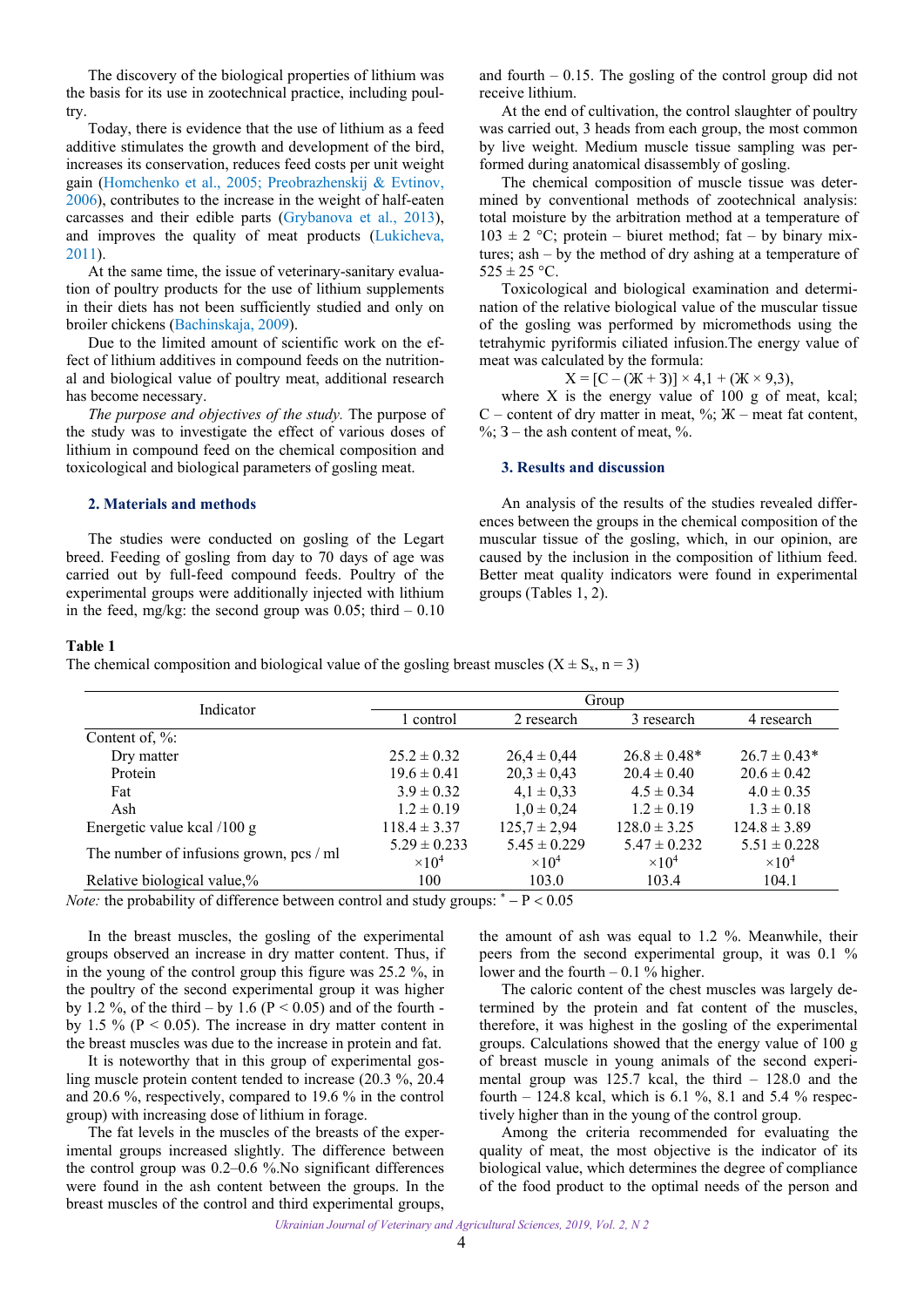The discovery of the biological properties of lithium was the basis for its use in zootechnical practice, including poultry.

Today, there is evidence that the use of lithium as a feed additive stimulates the growth and development of the bird, increases its conservation, reduces feed costs per unit weight gain (Homchenko et al., 2005; Preobrazhenskij & Evtinov, 2006), contributes to the increase in the weight of half-eaten carcasses and their edible parts (Grybanova et al., 2013), and improves the quality of meat products (Lukicheva, 2011).

At the same time, the issue of veterinary-sanitary evaluation of poultry products for the use of lithium supplements in their diets has not been sufficiently studied and only on broiler chickens (Bachinskaja, 2009).

Due to the limited amount of scientific work on the effect of lithium additives in compound feeds on the nutritional and biological value of poultry meat, additional research has become necessary.

*The purpose and objectives of the study.* The purpose of the study was to investigate the effect of various doses of lithium in compound feed on the chemical composition and toxicological and biological parameters of gosling meat.

## 2. Materials and methods

The studies were conducted on gosling of the Legart breed. Feeding of gosling from day to 70 days of age was carried out by full-feed compound feeds. Poultry of the experimental groups were additionally injected with lithium in the feed, mg/kg: the second group was 0.05; third – 0.10 and fourth – 0.15. The gosling of the control group did not receive lithium.

At the end of cultivation, the control slaughter of poultry was carried out, 3 heads from each group, the most common by live weight. Medium muscle tissue sampling was performed during anatomical disassembly of gosling.

The chemical composition of muscle tissue was determined by conventional methods of zootechnical analysis: total moisture by the arbitration method at a temperature of 103 ± 2 °C; protein – biuret method; fat – by binary mixtures; ash – by the method of dry ashing at a temperature of 525 ± 25 °C.

Toxicological and biological examination and determination of the relative biological value of the muscular tissue of the gosling was performed by micromethods using the tetrahymic pyriformis ciliated infusion.The energy value of meat was calculated by the formula:

$$X = [C - (Ж + З)] \times 4{,}1 + (Ж \times 9{,}3),$$

where X is the energy value of 100 g of meat, kcal; C – content of dry matter in meat, %; Ж – meat fat content, %; З – the ash content of meat, %.

## 3. Results and discussion

An analysis of the results of the studies revealed differences between the groups in the chemical composition of the muscular tissue of the gosling, which, in our opinion, are caused by the inclusion in the composition of lithium feed. Better meat quality indicators were found in experimental groups (Tables 1, 2).

**Table 1**

The chemical composition and biological value of the gosling breast muscles ($X \pm S_x$, n = 3)

| Indicator | Group | | | |
|---|---|---|---|---|
| | 1 control | 2 research | 3 research | 4 research |
| Content of, %: | | | | |
| Dry matter | 25.2 ± 0.32 | 26,4 ± 0,44 | 26.8 ± 0.48* | 26.7 ± 0.43* |
| Protein | 19.6 ± 0.41 | 20,3 ± 0,43 | 20.4 ± 0.40 | 20.6 ± 0.42 |
| Fat | 3.9 ± 0.32 | 4,1 ± 0,33 | 4.5 ± 0.34 | 4.0 ± 0.35 |
| Ash | 1.2 ± 0.19 | 1,0 ± 0,24 | 1.2 ± 0.19 | 1.3 ± 0.18 |
| Energetic value kcal /100 g | 118.4 ± 3.37 | 125,7 ± 2,94 | 128.0 ± 3.25 | 124.8 ± 3.89 |
| The number of infusions grown, pcs / ml | 5.29 ± 0.233 $\times 10^4$ | 5.45 ± 0.229 $\times 10^4$ | 5.47 ± 0.232 $\times 10^4$ | 5.51 ± 0.228 $\times 10^4$ |
| Relative biological value,% | 100 | 103.0 | 103.4 | 104.1 |

*Note:* the probability of difference between control and study groups: * – P < 0.05

In the breast muscles, the gosling of the experimental groups observed an increase in dry matter content. Thus, if in the young of the control group this figure was 25.2 %, in the poultry of the second experimental group it was higher by 1.2 %, of the third – by 1.6 (P < 0.05) and of the fourth - by 1.5 % (P < 0.05). The increase in dry matter content in the breast muscles was due to the increase in protein and fat.

It is noteworthy that in this group of experimental gosling muscle protein content tended to increase (20.3 %, 20.4 and 20.6 %, respectively, compared to 19.6 % in the control group) with increasing dose of lithium in forage.

The fat levels in the muscles of the breasts of the experimental groups increased slightly. The difference between the control group was 0.2–0.6 %.No significant differences were found in the ash content between the groups. In the breast muscles of the control and third experimental groups, the amount of ash was equal to 1.2 %. Meanwhile, their peers from the second experimental group, it was 0.1 % lower and the fourth – 0.1 % higher.

The caloric content of the chest muscles was largely determined by the protein and fat content of the muscles, therefore, it was highest in the gosling of the experimental groups. Calculations showed that the energy value of 100 g of breast muscle in young animals of the second experimental group was 125.7 kcal, the third – 128.0 and the fourth – 124.8 kcal, which is 6.1 %, 8.1 and 5.4 % respectively higher than in the young of the control group.

Among the criteria recommended for evaluating the quality of meat, the most objective is the indicator of its biological value, which determines the degree of compliance of the food product to the optimal needs of the person and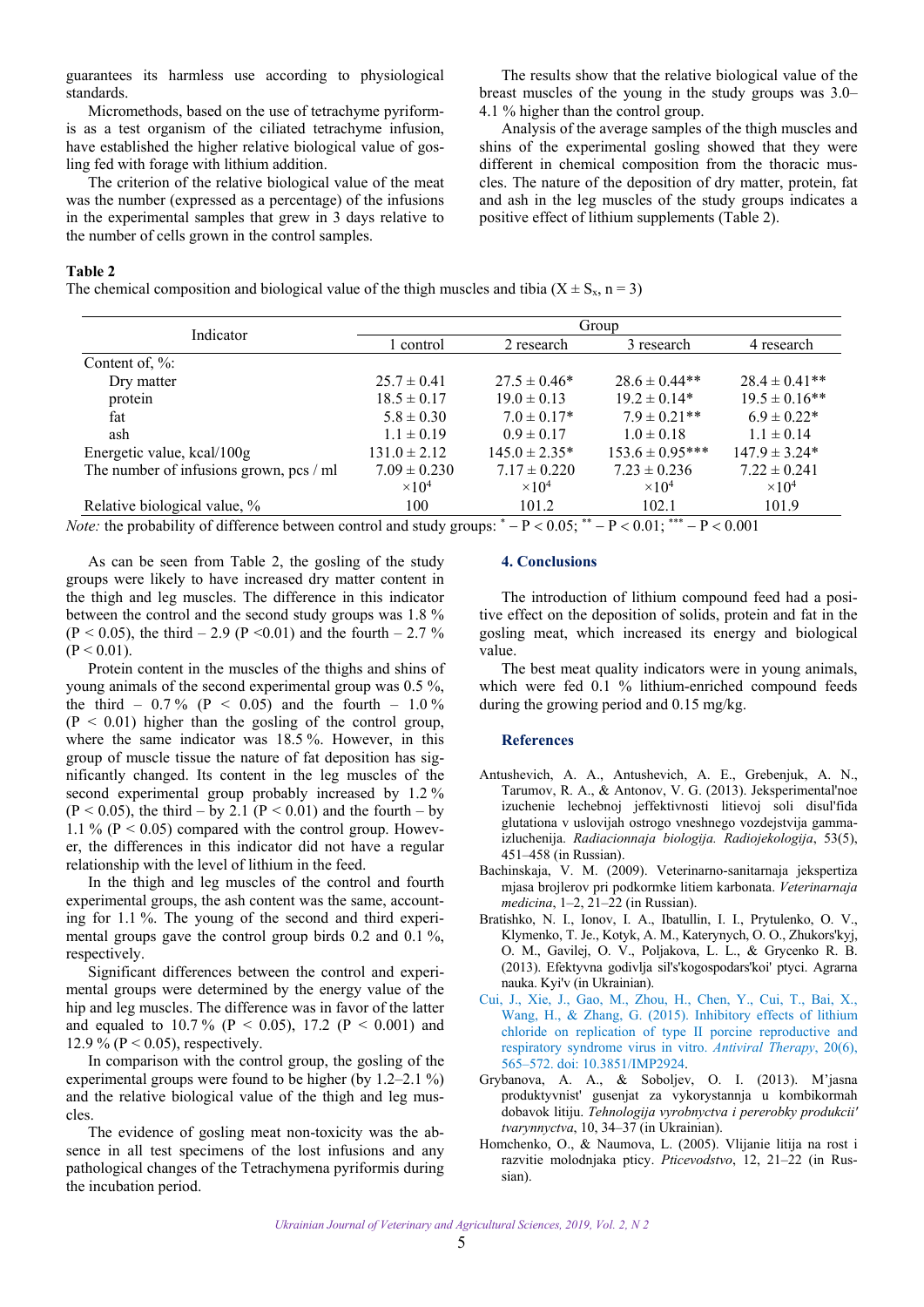guarantees its harmless use according to physiological standards.

Micromethods, based on the use of tetrachyme pyriformis as a test organism of the ciliated tetrachyme infusion, have established the higher relative biological value of gosling fed with forage with lithium addition.

The criterion of the relative biological value of the meat was the number (expressed as a percentage) of the infusions in the experimental samples that grew in 3 days relative to the number of cells grown in the control samples.

The results show that the relative biological value of the breast muscles of the young in the study groups was 3.0–4.1 % higher than the control group.

Analysis of the average samples of the thigh muscles and shins of the experimental gosling showed that they were different in chemical composition from the thoracic muscles. The nature of the deposition of dry matter, protein, fat and ash in the leg muscles of the study groups indicates a positive effect of lithium supplements (Table 2).

**Table 2**

The chemical composition and biological value of the thigh muscles and tibia ($X \pm S_x$, n = 3)

| Indicator | Group | | | |
|---|---|---|---|---|
| | 1 control | 2 research | 3 research | 4 research |
| Content of, %: | | | | |
| Dry matter | 25.7 ± 0.41 | 27.5 ± 0.46* | 28.6 ± 0.44** | 28.4 ± 0.41** |
| protein | 18.5 ± 0.17 | 19.0 ± 0.13 | 19.2 ± 0.14* | 19.5 ± 0.16** |
| fat | 5.8 ± 0.30 | 7.0 ± 0.17* | 7.9 ± 0.21** | 6.9 ± 0.22* |
| ash | 1.1 ± 0.19 | 0.9 ± 0.17 | 1.0 ± 0.18 | 1.1 ± 0.14 |
| Energetic value, kcal/100g | 131.0 ± 2.12 | 145.0 ± 2.35* | 153.6 ± 0.95*** | 147.9 ± 3.24* |
| The number of infusions grown, pcs / ml | 7.09 ± 0.230 $\times 10^4$ | 7.17 ± 0.220 $\times 10^4$ | 7.23 ± 0.236 $\times 10^4$ | 7.22 ± 0.241 $\times 10^4$ |
| Relative biological value, % | 100 | 101.2 | 102.1 | 101.9 |

*Note:* the probability of difference between control and study groups: * – $P < 0.05$; ** – $P < 0.01$; *** – $P < 0.001$

As can be seen from Table 2, the gosling of the study groups were likely to have increased dry matter content in the thigh and leg muscles. The difference in this indicator between the control and the second study groups was 1.8 % ($P < 0.05$), the third – 2.9 ($P < 0.01$) and the fourth – 2.7 % ($P < 0.01$).

Protein content in the muscles of the thighs and shins of young animals of the second experimental group was 0.5 %, the third – 0.7 % ($P < 0.05$) and the fourth – 1.0 % ($P < 0.01$) higher than the gosling of the control group, where the same indicator was 18.5 %. However, in this group of muscle tissue the nature of fat deposition has significantly changed. Its content in the leg muscles of the second experimental group probably increased by 1.2 % ($P < 0.05$), the third – by 2.1 ($P < 0.01$) and the fourth – by 1.1 % ($P < 0.05$) compared with the control group. However, the differences in this indicator did not have a regular relationship with the level of lithium in the feed.

In the thigh and leg muscles of the control and fourth experimental groups, the ash content was the same, accounting for 1.1 %. The young of the second and third experimental groups gave the control group birds 0.2 and 0.1 %, respectively.

Significant differences between the control and experimental groups were determined by the energy value of the hip and leg muscles. The difference was in favor of the latter and equaled to 10.7 % ($P < 0.05$), 17.2 ($P < 0.001$) and 12.9 % ($P < 0.05$), respectively.

In comparison with the control group, the gosling of the experimental groups were found to be higher (by 1.2–2.1 %) and the relative biological value of the thigh and leg muscles.

The evidence of gosling meat non-toxicity was the absence in all test specimens of the lost infusions and any pathological changes of the Tetrachymena pyriformis during the incubation period.

## 4. Conclusions

The introduction of lithium compound feed had a positive effect on the deposition of solids, protein and fat in the gosling meat, which increased its energy and biological value.

The best meat quality indicators were in young animals, which were fed 0.1 % lithium-enriched compound feeds during the growing period and 0.15 mg/kg.

## References

Antushevich, A. A., Antushevich, A. E., Grebenjuk, A. N., Tarumov, R. A., & Antonov, V. G. (2013). Jeksperimental'noe izuchenie lechebnoj jeffektivnosti litievoj soli disul'fida glutationa v uslovijah ostrogo vneshnego vozdejstvija gamma-izluchenija. *Radiacionnaja biologija. Radiojekologija*, 53(5), 451–458 (in Russian).

Bachinskaja, V. M. (2009). Veterinarno-sanitarnaja jekspertiza mjasa brojlerov pri podkormke litiem karbonata. *Veterinarnaja medicina*, 1–2, 21–22 (in Russian).

Bratishko, N. I., Ionov, I. A., Ibatullin, I. I., Prytulenko, O. V., Klymenko, T. Je., Kotyk, A. M., Katerynych, O. O., Zhukors'kyj, O. M., Gavilej, O. V., Poljakova, L. L., & Grycenko R. B. (2013). Efektyvna godivlja sil's'kogospodars'koi' ptyci. Agrarna nauka. Kyi'v (in Ukrainian).

Cui, J., Xie, J., Gao, M., Zhou, H., Chen, Y., Cui, T., Bai, X., Wang, H., & Zhang, G. (2015). Inhibitory effects of lithium chloride on replication of type II porcine reproductive and respiratory syndrome virus in vitro. *Antiviral Therapy*, 20(6), 565–572. doi: 10.3851/IMP2924.

Grybanova, A. A., & Soboljev, O. I. (2013). M'jasna produktyvnist' gusenjat za vykorystannja u kombikormah dobavok litiju. *Tehnologija vyrobnyctva i pererobky produkcii' tvarynnyctva*, 10, 34–37 (in Ukrainian).

Homchenko, O., & Naumova, L. (2005). Vlijanie litija na rost i razvitie molodnjaka pticy. *Pticevodstvo*, 12, 21–22 (in Russian).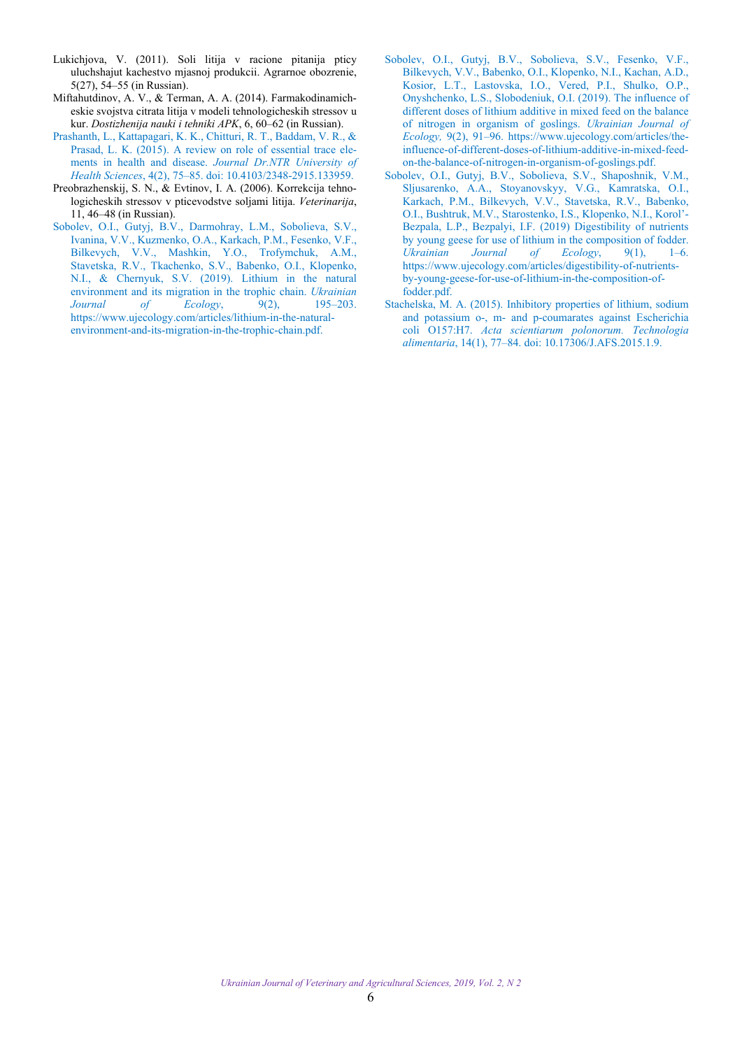Lukichjova, V. (2011). Soli litija v racione pitanija pticy uluchshajut kachestvo mjasnoj produkcii. Agrarnoe obozrenie, 5(27), 54–55 (in Russian).

Miftahutdinov, A. V., & Terman, A. A. (2014). Farmakodinamicheskie svojstva citrata litija v modeli tehnologicheskih stressov u kur. *Dostizhenija nauki i tehniki APK*, 6, 60–62 (in Russian).

Prashanth, L., Kattapagari, K. K., Chitturi, R. T., Baddam, V. R., & Prasad, L. K. (2015). A review on role of essential trace elements in health and disease. *Journal Dr.NTR University of Health Sciences*, 4(2), 75–85. doi: 10.4103/2348-2915.133959.

Preobrazhenskij, S. N., & Evtinov, I. A. (2006). Korrekcija tehnologicheskih stressov v pticevodstve soljami litija. *Veterinarija*, 11, 46–48 (in Russian).

Sobolev, O.I., Gutyj, B.V., Darmohray, L.M., Sobolieva, S.V., Ivanina, V.V., Kuzmenko, O.A., Karkach, P.M., Fesenko, V.F., Bilkevych, V.V., Mashkin, Y.O., Trofymchuk, A.M., Stavetska, R.V., Tkachenko, S.V., Babenko, O.I., Klopenko, N.I., & Chernyuk, S.V. (2019). Lithium in the natural environment and its migration in the trophic chain. *Ukrainian Journal of Ecology*, 9(2), 195–203. https://www.ujecology.com/articles/lithium-in-the-natural-environment-and-its-migration-in-the-trophic-chain.pdf.

Sobolev, O.I., Gutyj, B.V., Sobolieva, S.V., Fesenko, V.F., Bilkevych, V.V., Babenko, O.I., Klopenko, N.I., Kachan, A.D., Kosior, L.T., Lastovska, I.O., Vered, P.I., Shulko, O.P., Onyshchenko, L.S., Slobodeniuk, O.I. (2019). The influence of different doses of lithium additive in mixed feed on the balance of nitrogen in organism of goslings. *Ukrainian Journal of Ecology,* 9(2), 91–96. https://www.ujecology.com/articles/the-influence-of-different-doses-of-lithium-additive-in-mixed-feed-on-the-balance-of-nitrogen-in-organism-of-goslings.pdf.

Sobolev, O.I., Gutyj, B.V., Sobolieva, S.V., Shaposhnik, V.M., Sljusarenko, A.A., Stoyanovskyy, V.G., Kamratska, O.I., Karkach, P.M., Bilkevych, V.V., Stavetska, R.V., Babenko, O.I., Bushtruk, M.V., Starostenko, I.S., Klopenko, N.I., Korol'-Bezpala, L.P., Bezpalyi, I.F. (2019) Digestibility of nutrients by young geese for use of lithium in the composition of fodder. *Ukrainian Journal of Ecology*, 9(1), 1–6. https://www.ujecology.com/articles/digestibility-of-nutrients-by-young-geese-for-use-of-lithium-in-the-composition-of-fodder.pdf.

Stachelska, M. A. (2015). Inhibitory properties of lithium, sodium and potassium o-, m- and p-coumarates against Escherichia coli O157:H7. *Acta scientiarum polonorum. Technologia alimentaria*, 14(1), 77–84. doi: 10.17306/J.AFS.2015.1.9.